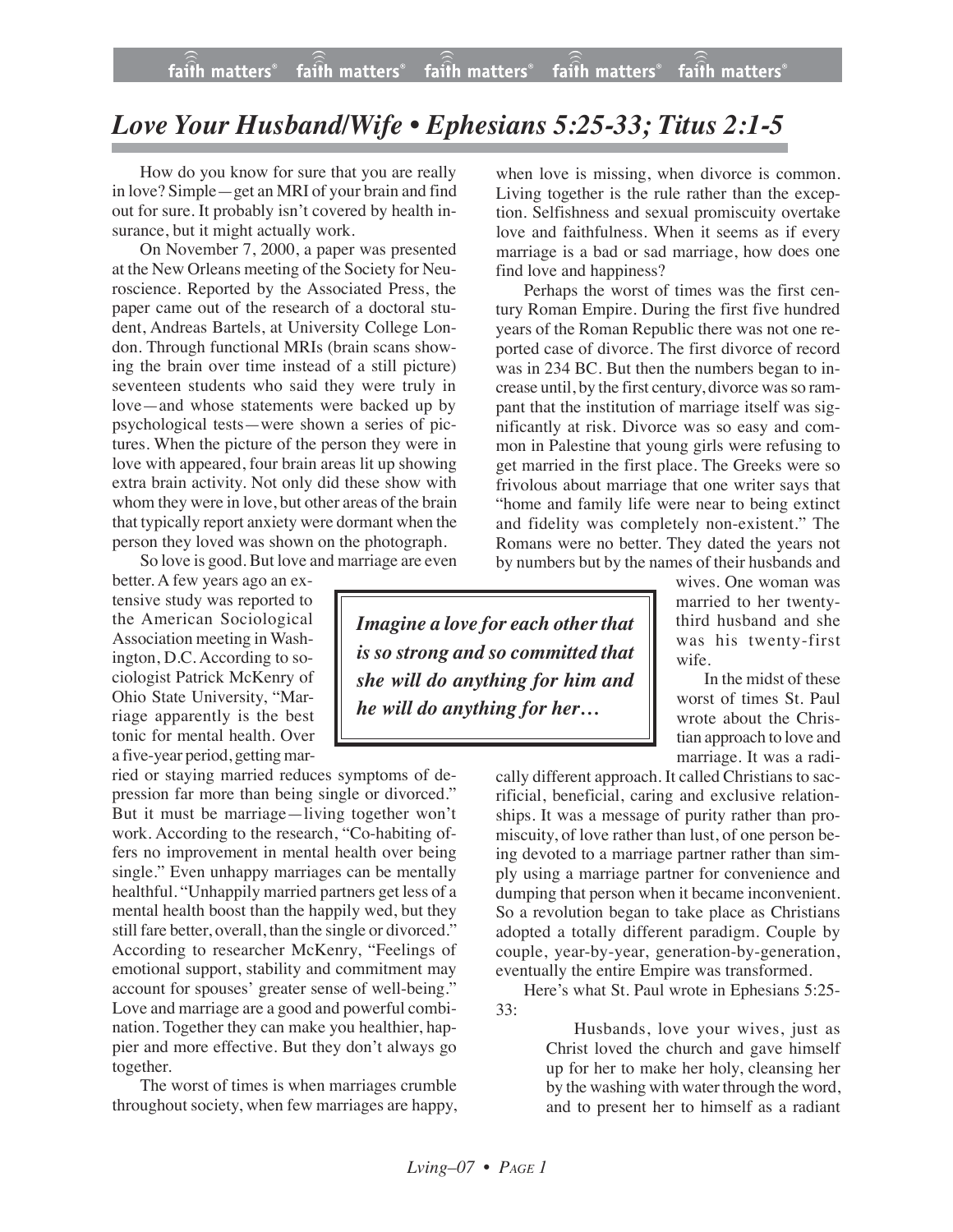# *Love Your Husband/Wife • Ephesians 5:25-33; Titus 2:1-5*

How do you know for sure that you are really in love? Simple—get an MRI of your brain and find out for sure. It probably isn't covered by health insurance, but it might actually work.

On November 7, 2000, a paper was presented at the New Orleans meeting of the Society for Neuroscience. Reported by the Associated Press, the paper came out of the research of a doctoral student, Andreas Bartels, at University College London. Through functional MRIs (brain scans showing the brain over time instead of a still picture) seventeen students who said they were truly in love—and whose statements were backed up by psychological tests—were shown a series of pictures. When the picture of the person they were in love with appeared, four brain areas lit up showing extra brain activity. Not only did these show with whom they were in love, but other areas of the brain that typically report anxiety were dormant when the person they loved was shown on the photograph.

So love is good. But love and marriage are even better. A few years ago an extensive study was reported to the American Sociological Association meeting in Washington, D.C. According to sociologist Patrick McKenry of Ohio State University, "Marriage apparently is the best tonic for mental health. Over a five-year period, getting married or staying married reduces symptoms of depression far more than being single or divorced." But it must be marriage—living together won't work. According to the research, "Co-habiting offers no improvement in mental health over being single." Even unhappy marriages can be mentally healthful. "Unhappily married partners get less of a mental health boost than the happily wed, but they still fare better, overall, than the single or divorced." According to researcher McKenry, "Feelings of emotional support, stability and commitment may account for spouses' greater sense of well-being." Love and marriage are a good and powerful combination. Together they can make you healthier, happier and more effective. But they don't always go together.

The worst of times is when marriages crumble throughout society, when few marriages are happy, when love is missing, when divorce is common. Living together is the rule rather than the exception. Selfishness and sexual promiscuity overtake love and faithfulness. When it seems as if every marriage is a bad or sad marriage, how does one find love and happiness?

Perhaps the worst of times was the first century Roman Empire. During the first five hundred years of the Roman Republic there was not one reported case of divorce. The first divorce of record was in 234 BC. But then the numbers began to increase until, by the first century, divorce was so rampant that the institution of marriage itself was significantly at risk. Divorce was so easy and common in Palestine that young girls were refusing to get married in the first place. The Greeks were so frivolous about marriage that one writer says that "home and family life were near to being extinct and fidelity was completely non-existent." The Romans were no better. They dated the years not by numbers but by the names of their husbands and wives. One woman was married to her twenty-third husband and she was his twenty-first wife.

> ***Imagine a love for each other that is so strong and so committed that she will do anything for him and he will do anything for her…***

In the midst of these worst of times St. Paul wrote about the Christian approach to love and marriage. It was a radically different approach. It called Christians to sacrificial, beneficial, caring and exclusive relationships. It was a message of purity rather than promiscuity, of love rather than lust, of one person being devoted to a marriage partner rather than simply using a marriage partner for convenience and dumping that person when it became inconvenient. So a revolution began to take place as Christians adopted a totally different paradigm. Couple by couple, year-by-year, generation-by-generation, eventually the entire Empire was transformed.

Here's what St. Paul wrote in Ephesians 5:25-33:

> Husbands, love your wives, just as Christ loved the church and gave himself up for her to make her holy, cleansing her by the washing with water through the word, and to present her to himself as a radiant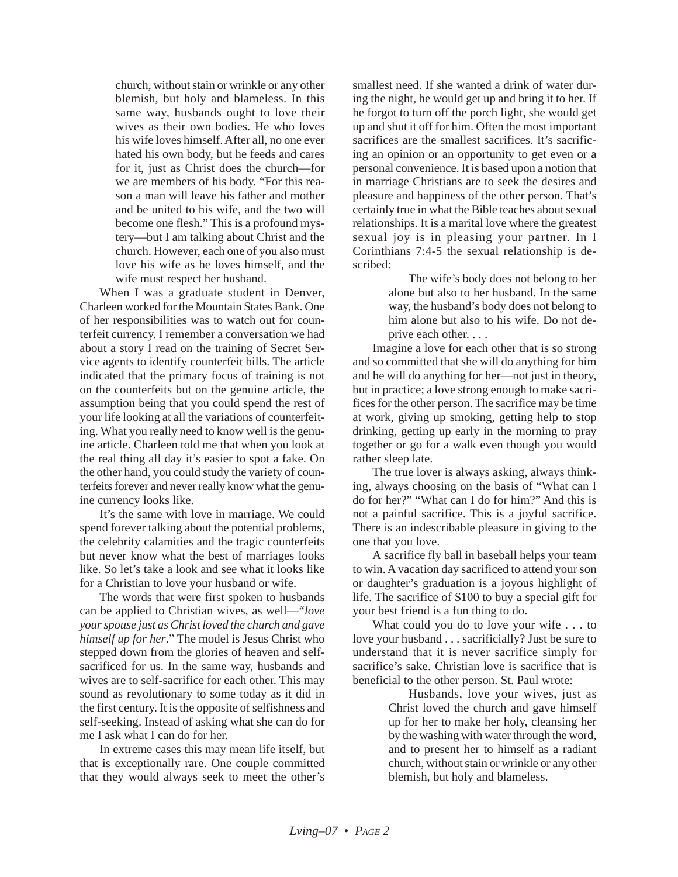> church, without stain or wrinkle or any other blemish, but holy and blameless. In this same way, husbands ought to love their wives as their own bodies. He who loves his wife loves himself. After all, no one ever hated his own body, but he feeds and cares for it, just as Christ does the church—for we are members of his body. "For this reason a man will leave his father and mother and be united to his wife, and the two will become one flesh." This is a profound mystery—but I am talking about Christ and the church. However, each one of you also must love his wife as he loves himself, and the wife must respect her husband.

When I was a graduate student in Denver, Charleen worked for the Mountain States Bank. One of her responsibilities was to watch out for counterfeit currency. I remember a conversation we had about a story I read on the training of Secret Service agents to identify counterfeit bills. The article indicated that the primary focus of training is not on the counterfeits but on the genuine article, the assumption being that you could spend the rest of your life looking at all the variations of counterfeiting. What you really need to know well is the genuine article. Charleen told me that when you look at the real thing all day it's easier to spot a fake. On the other hand, you could study the variety of counterfeits forever and never really know what the genuine currency looks like.

It's the same with love in marriage. We could spend forever talking about the potential problems, the celebrity calamities and the tragic counterfeits but never know what the best of marriages looks like. So let's take a look and see what it looks like for a Christian to love your husband or wife.

The words that were first spoken to husbands can be applied to Christian wives, as well—"*love your spouse just as Christ loved the church and gave himself up for her*." The model is Jesus Christ who stepped down from the glories of heaven and self-sacrificed for us. In the same way, husbands and wives are to self-sacrifice for each other. This may sound as revolutionary to some today as it did in the first century. It is the opposite of selfishness and self-seeking. Instead of asking what she can do for me I ask what I can do for her.

In extreme cases this may mean life itself, but that is exceptionally rare. One couple committed that they would always seek to meet the other's smallest need. If she wanted a drink of water during the night, he would get up and bring it to her. If he forgot to turn off the porch light, she would get up and shut it off for him. Often the most important sacrifices are the smallest sacrifices. It's sacrificing an opinion or an opportunity to get even or a personal convenience. It is based upon a notion that in marriage Christians are to seek the desires and pleasure and happiness of the other person. That's certainly true in what the Bible teaches about sexual relationships. It is a marital love where the greatest sexual joy is in pleasing your partner. In I Corinthians 7:4-5 the sexual relationship is described:

> The wife's body does not belong to her alone but also to her husband. In the same way, the husband's body does not belong to him alone but also to his wife. Do not deprive each other. . . .

Imagine a love for each other that is so strong and so committed that she will do anything for him and he will do anything for her—not just in theory, but in practice; a love strong enough to make sacrifices for the other person. The sacrifice may be time at work, giving up smoking, getting help to stop drinking, getting up early in the morning to pray together or go for a walk even though you would rather sleep late.

The true lover is always asking, always thinking, always choosing on the basis of "What can I do for her?" "What can I do for him?" And this is not a painful sacrifice. This is a joyful sacrifice. There is an indescribable pleasure in giving to the one that you love.

A sacrifice fly ball in baseball helps your team to win. A vacation day sacrificed to attend your son or daughter's graduation is a joyous highlight of life. The sacrifice of $100 to buy a special gift for your best friend is a fun thing to do.

What could you do to love your wife . . . to love your husband . . . sacrificially? Just be sure to understand that it is never sacrifice simply for sacrifice's sake. Christian love is sacrifice that is beneficial to the other person. St. Paul wrote:

> Husbands, love your wives, just as Christ loved the church and gave himself up for her to make her holy, cleansing her by the washing with water through the word, and to present her to himself as a radiant church, without stain or wrinkle or any other blemish, but holy and blameless.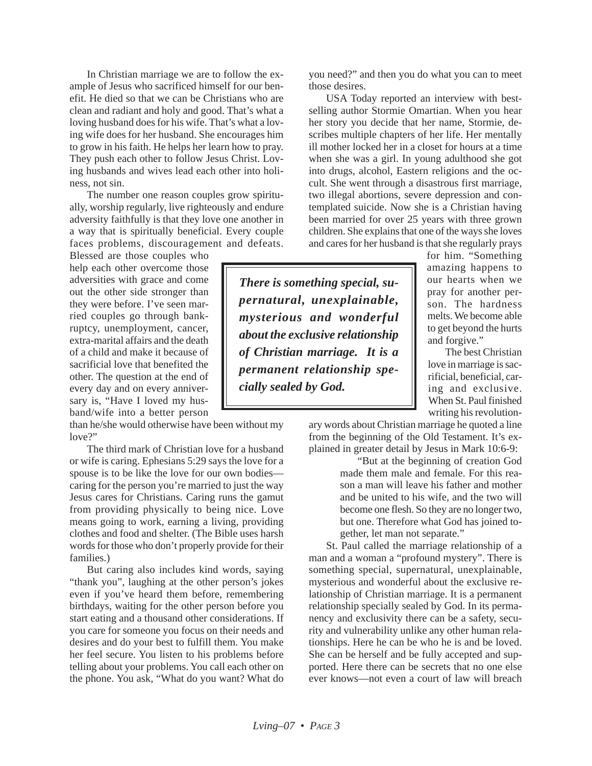In Christian marriage we are to follow the example of Jesus who sacrificed himself for our benefit. He died so that we can be Christians who are clean and radiant and holy and good. That's what a loving husband does for his wife. That's what a loving wife does for her husband. She encourages him to grow in his faith. He helps her learn how to pray. They push each other to follow Jesus Christ. Loving husbands and wives lead each other into holiness, not sin.

The number one reason couples grow spiritually, worship regularly, live righteously and endure adversity faithfully is that they love one another in a way that is spiritually beneficial. Every couple faces problems, discouragement and defeats. Blessed are those couples who help each other overcome those adversities with grace and come out the other side stronger than they were before. I've seen married couples go through bankruptcy, unemployment, cancer, extra-marital affairs and the death of a child and make it because of sacrificial love that benefited the other. The question at the end of every day and on every anniversary is, "Have I loved my husband/wife into a better person than he/she would otherwise have been without my love?"

The third mark of Christian love for a husband or wife is caring. Ephesians 5:29 says the love for a spouse is to be like the love for our own bodies—caring for the person you're married to just the way Jesus cares for Christians. Caring runs the gamut from providing physically to being nice. Love means going to work, earning a living, providing clothes and food and shelter. (The Bible uses harsh words for those who don't properly provide for their families.)

But caring also includes kind words, saying "thank you", laughing at the other person's jokes even if you've heard them before, remembering birthdays, waiting for the other person before you start eating and a thousand other considerations. If you care for someone you focus on their needs and desires and do your best to fulfill them. You make her feel secure. You listen to his problems before telling about your problems. You call each other on the phone. You ask, "What do you want? What do you need?" and then you do what you can to meet those desires.

USA Today reported an interview with best-selling author Stormie Omartian. When you hear her story you decide that her name, Stormie, describes multiple chapters of her life. Her mentally ill mother locked her in a closet for hours at a time when she was a girl. In young adulthood she got into drugs, alcohol, Eastern religions and the occult. She went through a disastrous first marriage, two illegal abortions, severe depression and contemplated suicide. Now she is a Christian having been married for over 25 years with three grown children. She explains that one of the ways she loves and cares for her husband is that she regularly prays for him. "Something amazing happens to our hearts when we pray for another person. The hardness melts. We become able to get beyond the hurts and forgive."

> ***There is something special, supernatural, unexplainable, mysterious and wonderful about the exclusive relationship of Christian marriage. It is a permanent relationship specially sealed by God.***

The best Christian love in marriage is sacrificial, beneficial, caring and exclusive. When St. Paul finished writing his revolutionary words about Christian marriage he quoted a line from the beginning of the Old Testament. It's explained in greater detail by Jesus in Mark 10:6-9:

> "But at the beginning of creation God made them male and female. For this reason a man will leave his father and mother and be united to his wife, and the two will become one flesh. So they are no longer two, but one. Therefore what God has joined together, let man not separate."

St. Paul called the marriage relationship of a man and a woman a "profound mystery". There is something special, supernatural, unexplainable, mysterious and wonderful about the exclusive relationship of Christian marriage. It is a permanent relationship specially sealed by God. In its permanency and exclusivity there can be a safety, security and vulnerability unlike any other human relationships. Here he can be who he is and be loved. She can be herself and be fully accepted and supported. Here there can be secrets that no one else ever knows—not even a court of law will breach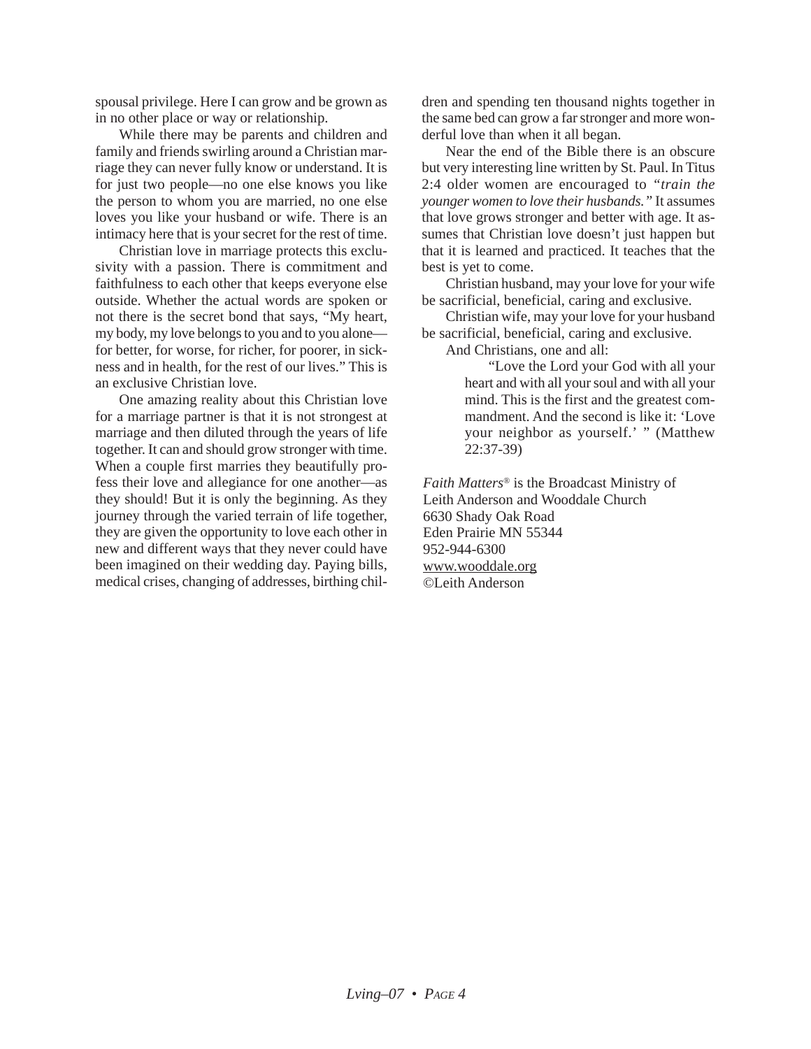spousal privilege. Here I can grow and be grown as in no other place or way or relationship.

While there may be parents and children and family and friends swirling around a Christian marriage they can never fully know or understand. It is for just two people—no one else knows you like the person to whom you are married, no one else loves you like your husband or wife. There is an intimacy here that is your secret for the rest of time.

Christian love in marriage protects this exclusivity with a passion. There is commitment and faithfulness to each other that keeps everyone else outside. Whether the actual words are spoken or not there is the secret bond that says, "My heart, my body, my love belongs to you and to you alone—for better, for worse, for richer, for poorer, in sickness and in health, for the rest of our lives." This is an exclusive Christian love.

One amazing reality about this Christian love for a marriage partner is that it is not strongest at marriage and then diluted through the years of life together. It can and should grow stronger with time. When a couple first marries they beautifully profess their love and allegiance for one another—as they should! But it is only the beginning. As they journey through the varied terrain of life together, they are given the opportunity to love each other in new and different ways that they never could have been imagined on their wedding day. Paying bills, medical crises, changing of addresses, birthing children and spending ten thousand nights together in the same bed can grow a far stronger and more wonderful love than when it all began.

Near the end of the Bible there is an obscure but very interesting line written by St. Paul. In Titus 2:4 older women are encouraged to *"train the younger women to love their husbands."* It assumes that love grows stronger and better with age. It assumes that Christian love doesn't just happen but that it is learned and practiced. It teaches that the best is yet to come.

Christian husband, may your love for your wife be sacrificial, beneficial, caring and exclusive.

Christian wife, may your love for your husband be sacrificial, beneficial, caring and exclusive.

And Christians, one and all:

> "Love the Lord your God with all your heart and with all your soul and with all your mind. This is the first and the greatest commandment. And the second is like it: 'Love your neighbor as yourself.' " (Matthew 22:37-39)

*Faith Matters*® is the Broadcast Ministry of
Leith Anderson and Wooddale Church
6630 Shady Oak Road
Eden Prairie MN 55344
952-944-6300
www.wooddale.org
©Leith Anderson